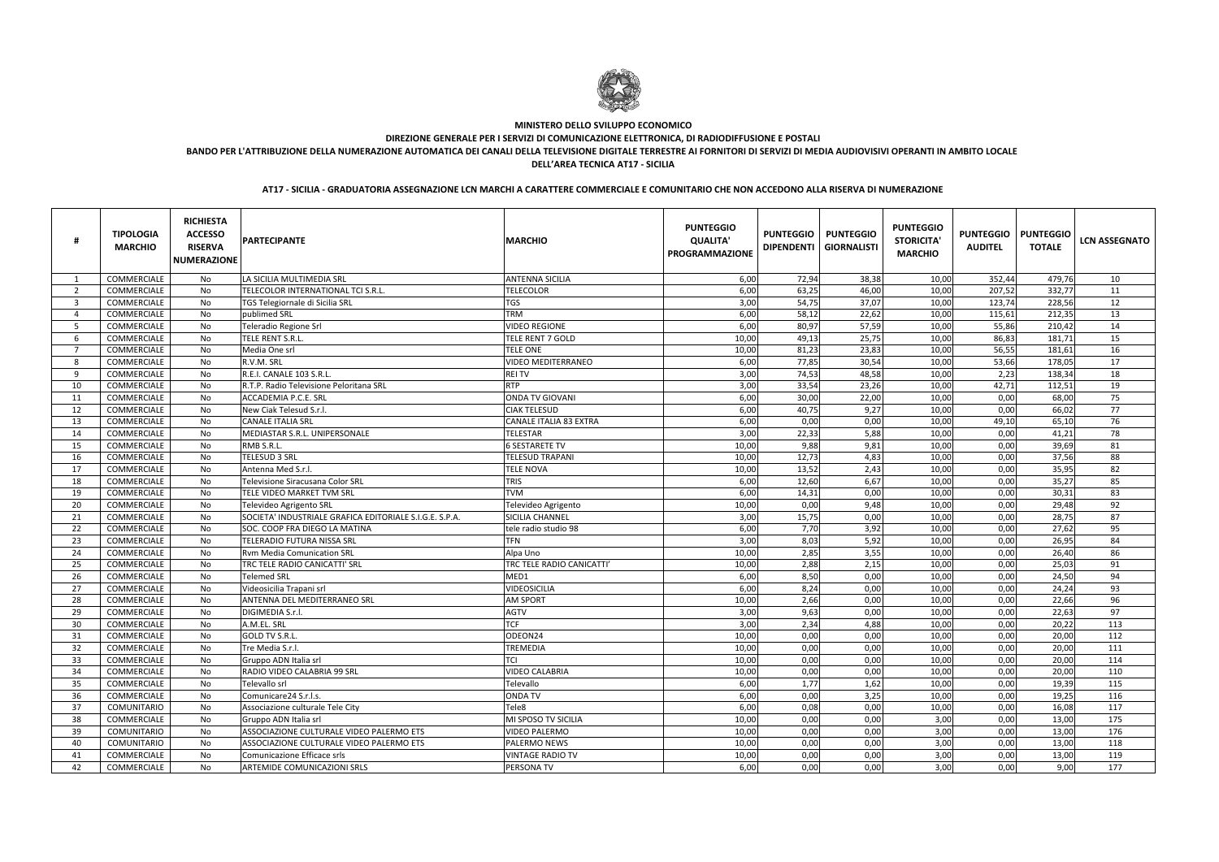**MINISTERO DELLO SVILUPPO ECONOMICO**

**DIREZIONE GENERALE PER I SERVIZI DI COMUNICAZIONE ELETTRONICA, DI RADIODIFFUSIONE E POSTALI**

**BANDO PER L'ATTRIBUZIONE DELLA NUMERAZIONE AUTOMATICA DEI CANALI DELLA TELEVISIONE DIGITALE TERRESTRE AI FORNITORI DI SERVIZI DI MEDIA AUDIOVISIVI OPERANTI IN AMBITO LOCALE DELL'AREA TECNICA AT17 - SICILIA**

**AT17 - SICILIA - GRADUATORIA ASSEGNAZIONE LCN MARCHI A CARATTERE COMMERCIALE E COMUNITARIO CHE NON ACCEDONO ALLA RISERVA DI NUMERAZIONE**

| # | TIPOLOGIA MARCHIO | RICHIESTA ACCESSO RISERVA NUMERAZIONE | PARTECIPANTE | MARCHIO | PUNTEGGIO QUALITA' PROGRAMMAZIONE | PUNTEGGIO DIPENDENTI | PUNTEGGIO GIORNALISTI | PUNTEGGIO STORICITA' MARCHIO | PUNTEGGIO AUDITEL | PUNTEGGIO TOTALE | LCN ASSEGNATO |
|---|---|---|---|---|---|---|---|---|---|---|---|
| 1 | COMMERCIALE | No | LA SICILIA MULTIMEDIA SRL | ANTENNA SICILIA | 6,00 | 72,94 | 38,38 | 10,00 | 352,44 | 479,76 | 10 |
| 2 | COMMERCIALE | No | TELECOLOR INTERNATIONAL TCI S.R.L. | TELECOLOR | 6,00 | 63,25 | 46,00 | 10,00 | 207,52 | 332,77 | 11 |
| 3 | COMMERCIALE | No | TGS Telegiornale di Sicilia SRL | TGS | 3,00 | 54,75 | 37,07 | 10,00 | 123,74 | 228,56 | 12 |
| 4 | COMMERCIALE | No | publimed SRL | TRM | 6,00 | 58,12 | 22,62 | 10,00 | 115,61 | 212,35 | 13 |
| 5 | COMMERCIALE | No | Teleradio Regione Srl | VIDEO REGIONE | 6,00 | 80,97 | 57,59 | 10,00 | 55,86 | 210,42 | 14 |
| 6 | COMMERCIALE | No | TELE RENT S.R.L. | TELE RENT 7 GOLD | 10,00 | 49,13 | 25,75 | 10,00 | 86,83 | 181,71 | 15 |
| 7 | COMMERCIALE | No | Media One srl | TELE ONE | 10,00 | 81,23 | 23,83 | 10,00 | 56,55 | 181,61 | 16 |
| 8 | COMMERCIALE | No | R.V.M. SRL | VIDEO MEDITERRANEO | 6,00 | 77,85 | 30,54 | 10,00 | 53,66 | 178,05 | 17 |
| 9 | COMMERCIALE | No | R.E.I. CANALE 103 S.R.L. | REI TV | 3,00 | 74,53 | 48,58 | 10,00 | 2,23 | 138,34 | 18 |
| 10 | COMMERCIALE | No | R.T.P. Radio Televisione Peloritana SRL | RTP | 3,00 | 33,54 | 23,26 | 10,00 | 42,71 | 112,51 | 19 |
| 11 | COMMERCIALE | No | ACCADEMIA P.C.E. SRL | ONDA TV GIOVANI | 6,00 | 30,00 | 22,00 | 10,00 | 0,00 | 68,00 | 75 |
| 12 | COMMERCIALE | No | New Ciak Telesud S.r.l. | CIAK TELESUD | 6,00 | 40,75 | 9,27 | 10,00 | 0,00 | 66,02 | 77 |
| 13 | COMMERCIALE | No | CANALE ITALIA SRL | CANALE ITALIA 83 EXTRA | 6,00 | 0,00 | 0,00 | 10,00 | 49,10 | 65,10 | 76 |
| 14 | COMMERCIALE | No | MEDIASTAR S.R.L. UNIPERSONALE | TELESTAR | 3,00 | 22,33 | 5,88 | 10,00 | 0,00 | 41,21 | 78 |
| 15 | COMMERCIALE | No | RMB S.R.L. | 6 SESTARETE TV | 10,00 | 9,88 | 9,81 | 10,00 | 0,00 | 39,69 | 81 |
| 16 | COMMERCIALE | No | TELESUD 3 SRL | TELESUD TRAPANI | 10,00 | 12,73 | 4,83 | 10,00 | 0,00 | 37,56 | 88 |
| 17 | COMMERCIALE | No | Antenna Med S.r.l. | TELE NOVA | 10,00 | 13,52 | 2,43 | 10,00 | 0,00 | 35,95 | 82 |
| 18 | COMMERCIALE | No | Televisione Siracusana Color SRL | TRIS | 6,00 | 12,60 | 6,67 | 10,00 | 0,00 | 35,27 | 85 |
| 19 | COMMERCIALE | No | TELE VIDEO MARKET TVM SRL | TVM | 6,00 | 14,31 | 0,00 | 10,00 | 0,00 | 30,31 | 83 |
| 20 | COMMERCIALE | No | Televideo Agrigento SRL | Televideo Agrigento | 10,00 | 0,00 | 9,48 | 10,00 | 0,00 | 29,48 | 92 |
| 21 | COMMERCIALE | No | SOCIETA' INDUSTRIALE GRAFICA EDITORIALE S.I.G.E. S.P.A. | SICILIA CHANNEL | 3,00 | 15,75 | 0,00 | 10,00 | 0,00 | 28,75 | 87 |
| 22 | COMMERCIALE | No | SOC. COOP FRA DIEGO LA MATINA | tele radio studio 98 | 6,00 | 7,70 | 3,92 | 10,00 | 0,00 | 27,62 | 95 |
| 23 | COMMERCIALE | No | TELERADIO FUTURA NISSA SRL | TFN | 3,00 | 8,03 | 5,92 | 10,00 | 0,00 | 26,95 | 84 |
| 24 | COMMERCIALE | No | Rvm Media Comunication SRL | Alpa Uno | 10,00 | 2,85 | 3,55 | 10,00 | 0,00 | 26,40 | 86 |
| 25 | COMMERCIALE | No | TRC TELE RADIO CANICATTI' SRL | TRC TELE RADIO CANICATTI' | 10,00 | 2,88 | 2,15 | 10,00 | 0,00 | 25,03 | 91 |
| 26 | COMMERCIALE | No | Telemed SRL | MED1 | 6,00 | 8,50 | 0,00 | 10,00 | 0,00 | 24,50 | 94 |
| 27 | COMMERCIALE | No | Videosicilia Trapani srl | VIDEOSICILIA | 6,00 | 8,24 | 0,00 | 10,00 | 0,00 | 24,24 | 93 |
| 28 | COMMERCIALE | No | ANTENNA DEL MEDITERRANEO SRL | AM SPORT | 10,00 | 2,66 | 0,00 | 10,00 | 0,00 | 22,66 | 96 |
| 29 | COMMERCIALE | No | DIGIMEDIA S.r.l. | AGTV | 3,00 | 9,63 | 0,00 | 10,00 | 0,00 | 22,63 | 97 |
| 30 | COMMERCIALE | No | A.M.EL. SRL | TCF | 3,00 | 2,34 | 4,88 | 10,00 | 0,00 | 20,22 | 113 |
| 31 | COMMERCIALE | No | GOLD TV S.R.L. | ODEON24 | 10,00 | 0,00 | 0,00 | 10,00 | 0,00 | 20,00 | 112 |
| 32 | COMMERCIALE | No | Tre Media S.r.l. | TREMEDIA | 10,00 | 0,00 | 0,00 | 10,00 | 0,00 | 20,00 | 111 |
| 33 | COMMERCIALE | No | Gruppo ADN Italia srl | TCI | 10,00 | 0,00 | 0,00 | 10,00 | 0,00 | 20,00 | 114 |
| 34 | COMMERCIALE | No | RADIO VIDEO CALABRIA 99 SRL | VIDEO CALABRIA | 10,00 | 0,00 | 0,00 | 10,00 | 0,00 | 20,00 | 110 |
| 35 | COMMERCIALE | No | Televallo srl | Televallo | 6,00 | 1,77 | 1,62 | 10,00 | 0,00 | 19,39 | 115 |
| 36 | COMMERCIALE | No | Comunicare24 S.r.l.s. | ONDA TV | 6,00 | 0,00 | 3,25 | 10,00 | 0,00 | 19,25 | 116 |
| 37 | COMUNITARIO | No | Associazione culturale Tele City | Tele8 | 6,00 | 0,08 | 0,00 | 10,00 | 0,00 | 16,08 | 117 |
| 38 | COMMERCIALE | No | Gruppo ADN Italia srl | MI SPOSO TV SICILIA | 10,00 | 0,00 | 0,00 | 3,00 | 0,00 | 13,00 | 175 |
| 39 | COMUNITARIO | No | ASSOCIAZIONE CULTURALE VIDEO PALERMO ETS | VIDEO PALERMO | 10,00 | 0,00 | 0,00 | 3,00 | 0,00 | 13,00 | 176 |
| 40 | COMUNITARIO | No | ASSOCIAZIONE CULTURALE VIDEO PALERMO ETS | PALERMO NEWS | 10,00 | 0,00 | 0,00 | 3,00 | 0,00 | 13,00 | 118 |
| 41 | COMMERCIALE | No | Comunicazione Efficace srls | VINTAGE RADIO TV | 10,00 | 0,00 | 0,00 | 3,00 | 0,00 | 13,00 | 119 |
| 42 | COMMERCIALE | No | ARTEMIDE COMUNICAZIONI SRLS | PERSONA TV | 6,00 | 0,00 | 0,00 | 3,00 | 0,00 | 9,00 | 177 |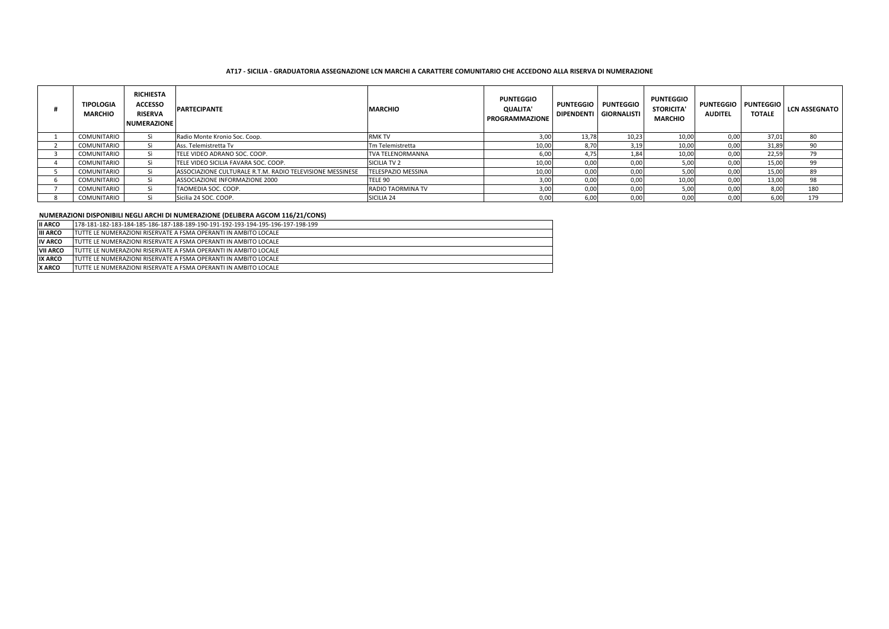**AT17 - SICILIA - GRADUATORIA ASSEGNAZIONE LCN MARCHI A CARATTERE COMUNITARIO CHE ACCEDONO ALLA RISERVA DI NUMERAZIONE**

| # | TIPOLOGIA MARCHIO | RICHIESTA ACCESSO RISERVA NUMERAZIONE | PARTECIPANTE | MARCHIO | PUNTEGGIO QUALITA' PROGRAMMAZIONE | PUNTEGGIO DIPENDENTI | PUNTEGGIO GIORNALISTI | PUNTEGGIO STORICITA' MARCHIO | PUNTEGGIO AUDITEL | PUNTEGGIO TOTALE | LCN ASSEGNATO |
|---|---|---|---|---|---|---|---|---|---|---|---|
| 1 | COMUNITARIO | Sì | Radio Monte Kronio Soc. Coop. | RMK TV | 3,00 | 13,78 | 10,23 | 10,00 | 0,00 | 37,01 | 80 |
| 2 | COMUNITARIO | Sì | Ass. Telemistretta Tv | Tm Telemistretta | 10,00 | 8,70 | 3,19 | 10,00 | 0,00 | 31,89 | 90 |
| 3 | COMUNITARIO | Sì | TELE VIDEO ADRANO SOC. COOP. | TVA TELENORMANNA | 6,00 | 4,75 | 1,84 | 10,00 | 0,00 | 22,59 | 79 |
| 4 | COMUNITARIO | Sì | TELE VIDEO SICILIA FAVARA SOC. COOP. | SICILIA TV 2 | 10,00 | 0,00 | 0,00 | 5,00 | 0,00 | 15,00 | 99 |
| 5 | COMUNITARIO | Sì | ASSOCIAZIONE CULTURALE R.T.M. RADIO TELEVISIONE MESSINESE | TELESPAZIO MESSINA | 10,00 | 0,00 | 0,00 | 5,00 | 0,00 | 15,00 | 89 |
| 6 | COMUNITARIO | Sì | ASSOCIAZIONE INFORMAZIONE 2000 | TELE 90 | 3,00 | 0,00 | 0,00 | 10,00 | 0,00 | 13,00 | 98 |
| 7 | COMUNITARIO | Sì | TAOMEDIA SOC. COOP. | RADIO TAORMINA TV | 3,00 | 0,00 | 0,00 | 5,00 | 0,00 | 8,00 | 180 |
| 8 | COMUNITARIO | Sì | Sicilia 24 SOC. COOP. | SICILIA 24 | 0,00 | 6,00 | 0,00 | 0,00 | 0,00 | 6,00 | 179 |

**NUMERAZIONI DISPONIBILI NEGLI ARCHI DI NUMERAZIONE (DELIBERA AGCOM 116/21/CONS)**

| | |
|---|---|
| **II ARCO** | 178-181-182-183-184-185-186-187-188-189-190-191-192-193-194-195-196-197-198-199 |
| **III ARCO** | TUTTE LE NUMERAZIONI RISERVATE A FSMA OPERANTI IN AMBITO LOCALE |
| **IV ARCO** | TUTTE LE NUMERAZIONI RISERVATE A FSMA OPERANTI IN AMBITO LOCALE |
| **VII ARCO** | TUTTE LE NUMERAZIONI RISERVATE A FSMA OPERANTI IN AMBITO LOCALE |
| **IX ARCO** | TUTTE LE NUMERAZIONI RISERVATE A FSMA OPERANTI IN AMBITO LOCALE |
| **X ARCO** | TUTTE LE NUMERAZIONI RISERVATE A FSMA OPERANTI IN AMBITO LOCALE |